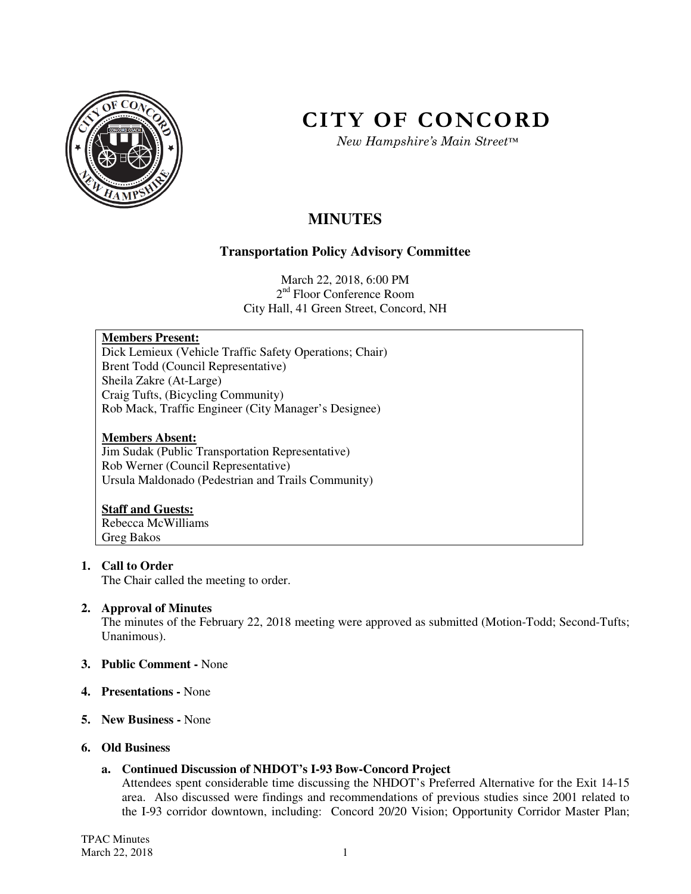# CITY OF CONCORD

*New Hampshire's Main Street™*

## MINUTES

### Transportation Policy Advisory Committee

March 22, 2018, 6:00 PM
2nd Floor Conference Room
City Hall, 41 Green Street, Concord, NH

**Members Present:**
Dick Lemieux (Vehicle Traffic Safety Operations; Chair)
Brent Todd (Council Representative)
Sheila Zakre (At-Large)
Craig Tufts, (Bicycling Community)
Rob Mack, Traffic Engineer (City Manager's Designee)

**Members Absent:**
Jim Sudak (Public Transportation Representative)
Rob Werner (Council Representative)
Ursula Maldonado (Pedestrian and Trails Community)

**Staff and Guests:**
Rebecca McWilliams
Greg Bakos

1. **Call to Order**
   The Chair called the meeting to order.

2. **Approval of Minutes**
   The minutes of the February 22, 2018 meeting were approved as submitted (Motion-Todd; Second-Tufts; Unanimous).

3. **Public Comment -** None

4. **Presentations -** None

5. **New Business -** None

6. **Old Business**

   a. **Continued Discussion of NHDOT's I-93 Bow-Concord Project**
   Attendees spent considerable time discussing the NHDOT's Preferred Alternative for the Exit 14-15 area. Also discussed were findings and recommendations of previous studies since 2001 related to the I-93 corridor downtown, including: Concord 20/20 Vision; Opportunity Corridor Master Plan;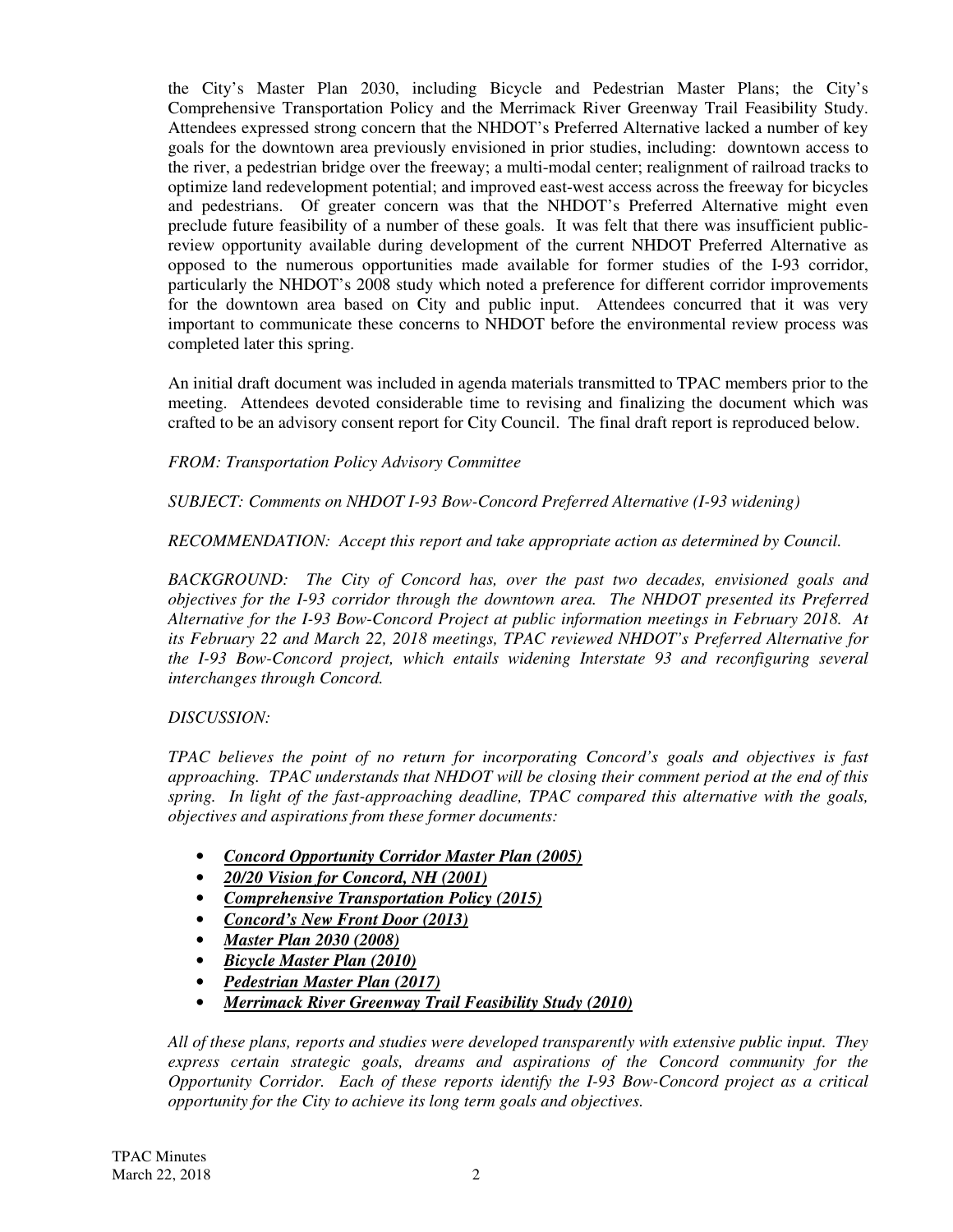the City's Master Plan 2030, including Bicycle and Pedestrian Master Plans; the City's Comprehensive Transportation Policy and the Merrimack River Greenway Trail Feasibility Study. Attendees expressed strong concern that the NHDOT's Preferred Alternative lacked a number of key goals for the downtown area previously envisioned in prior studies, including: downtown access to the river, a pedestrian bridge over the freeway; a multi-modal center; realignment of railroad tracks to optimize land redevelopment potential; and improved east-west access across the freeway for bicycles and pedestrians. Of greater concern was that the NHDOT's Preferred Alternative might even preclude future feasibility of a number of these goals. It was felt that there was insufficient public-review opportunity available during development of the current NHDOT Preferred Alternative as opposed to the numerous opportunities made available for former studies of the I-93 corridor, particularly the NHDOT's 2008 study which noted a preference for different corridor improvements for the downtown area based on City and public input. Attendees concurred that it was very important to communicate these concerns to NHDOT before the environmental review process was completed later this spring.

An initial draft document was included in agenda materials transmitted to TPAC members prior to the meeting. Attendees devoted considerable time to revising and finalizing the document which was crafted to be an advisory consent report for City Council. The final draft report is reproduced below.

*FROM: Transportation Policy Advisory Committee*

*SUBJECT: Comments on NHDOT I-93 Bow-Concord Preferred Alternative (I-93 widening)*

*RECOMMENDATION: Accept this report and take appropriate action as determined by Council.*

*BACKGROUND: The City of Concord has, over the past two decades, envisioned goals and objectives for the I-93 corridor through the downtown area. The NHDOT presented its Preferred Alternative for the I-93 Bow-Concord Project at public information meetings in February 2018. At its February 22 and March 22, 2018 meetings, TPAC reviewed NHDOT's Preferred Alternative for the I-93 Bow-Concord project, which entails widening Interstate 93 and reconfiguring several interchanges through Concord.*

*DISCUSSION:*

*TPAC believes the point of no return for incorporating Concord's goals and objectives is fast approaching. TPAC understands that NHDOT will be closing their comment period at the end of this spring. In light of the fast-approaching deadline, TPAC compared this alternative with the goals, objectives and aspirations from these former documents:*

- ***Concord Opportunity Corridor Master Plan (2005)***
- ***20/20 Vision for Concord, NH (2001)***
- ***Comprehensive Transportation Policy (2015)***
- ***Concord's New Front Door (2013)***
- ***Master Plan 2030 (2008)***
- ***Bicycle Master Plan (2010)***
- ***Pedestrian Master Plan (2017)***
- ***Merrimack River Greenway Trail Feasibility Study (2010)***

*All of these plans, reports and studies were developed transparently with extensive public input. They express certain strategic goals, dreams and aspirations of the Concord community for the Opportunity Corridor. Each of these reports identify the I-93 Bow-Concord project as a critical opportunity for the City to achieve its long term goals and objectives.*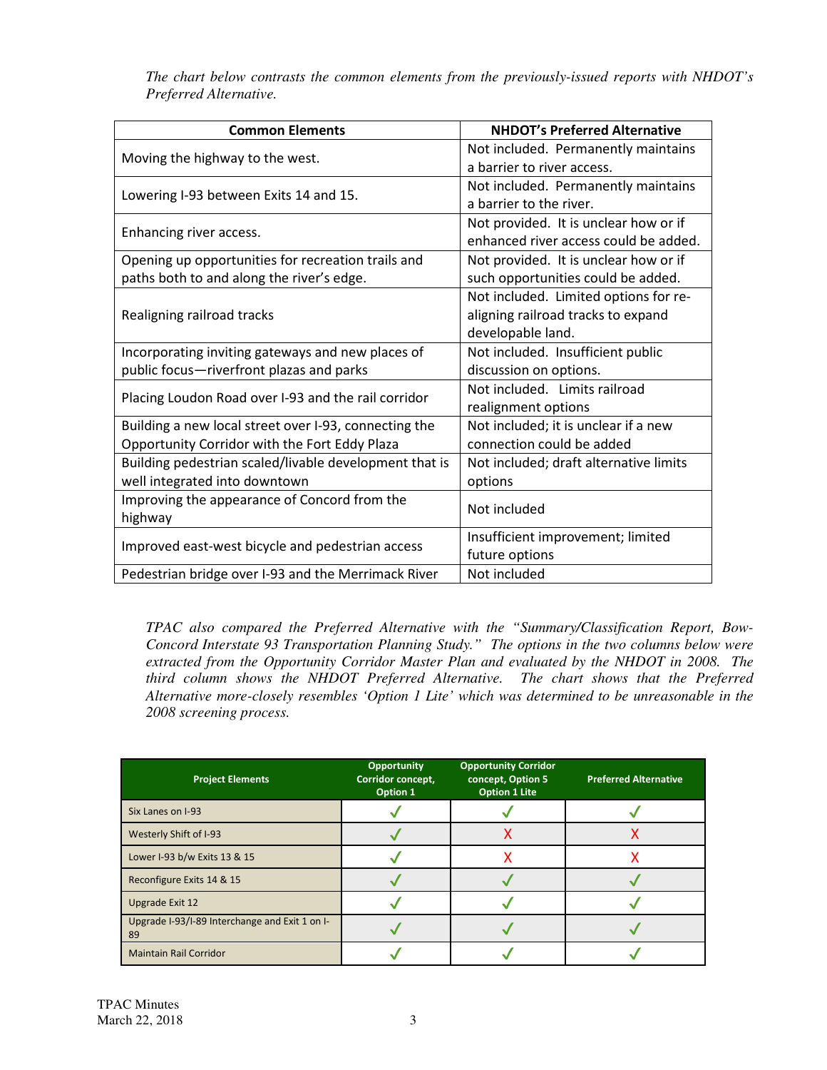*The chart below contrasts the common elements from the previously-issued reports with NHDOT's Preferred Alternative.*

| Common Elements | NHDOT's Preferred Alternative |
|---|---|
| Moving the highway to the west. | Not included. Permanently maintains a barrier to river access. |
| Lowering I-93 between Exits 14 and 15. | Not included. Permanently maintains a barrier to the river. |
| Enhancing river access. | Not provided. It is unclear how or if enhanced river access could be added. |
| Opening up opportunities for recreation trails and paths both to and along the river's edge. | Not provided. It is unclear how or if such opportunities could be added. |
| Realigning railroad tracks | Not included. Limited options for re-aligning railroad tracks to expand developable land. |
| Incorporating inviting gateways and new places of public focus—riverfront plazas and parks | Not included. Insufficient public discussion on options. |
| Placing Loudon Road over I-93 and the rail corridor | Not included. Limits railroad realignment options |
| Building a new local street over I-93, connecting the Opportunity Corridor with the Fort Eddy Plaza | Not included; it is unclear if a new connection could be added |
| Building pedestrian scaled/livable development that is well integrated into downtown | Not included; draft alternative limits options |
| Improving the appearance of Concord from the highway | Not included |
| Improved east-west bicycle and pedestrian access | Insufficient improvement; limited future options |
| Pedestrian bridge over I-93 and the Merrimack River | Not included |

*TPAC also compared the Preferred Alternative with the "Summary/Classification Report, Bow-Concord Interstate 93 Transportation Planning Study." The options in the two columns below were extracted from the Opportunity Corridor Master Plan and evaluated by the NHDOT in 2008. The third column shows the NHDOT Preferred Alternative. The chart shows that the Preferred Alternative more-closely resembles 'Option 1 Lite' which was determined to be unreasonable in the 2008 screening process.*

| Project Elements | Opportunity Corridor concept, Option 1 | Opportunity Corridor concept, Option 5 Option 1 Lite | Preferred Alternative |
|---|---|---|---|
| Six Lanes on I-93 | ✓ | ✓ | ✓ |
| Westerly Shift of I-93 | ✓ | X | X |
| Lower I-93 b/w Exits 13 & 15 | ✓ | X | X |
| Reconfigure Exits 14 & 15 | ✓ | ✓ | ✓ |
| Upgrade Exit 12 | ✓ | ✓ | ✓ |
| Upgrade I-93/I-89 Interchange and Exit 1 on I-89 | ✓ | ✓ | ✓ |
| Maintain Rail Corridor | ✓ | ✓ | ✓ |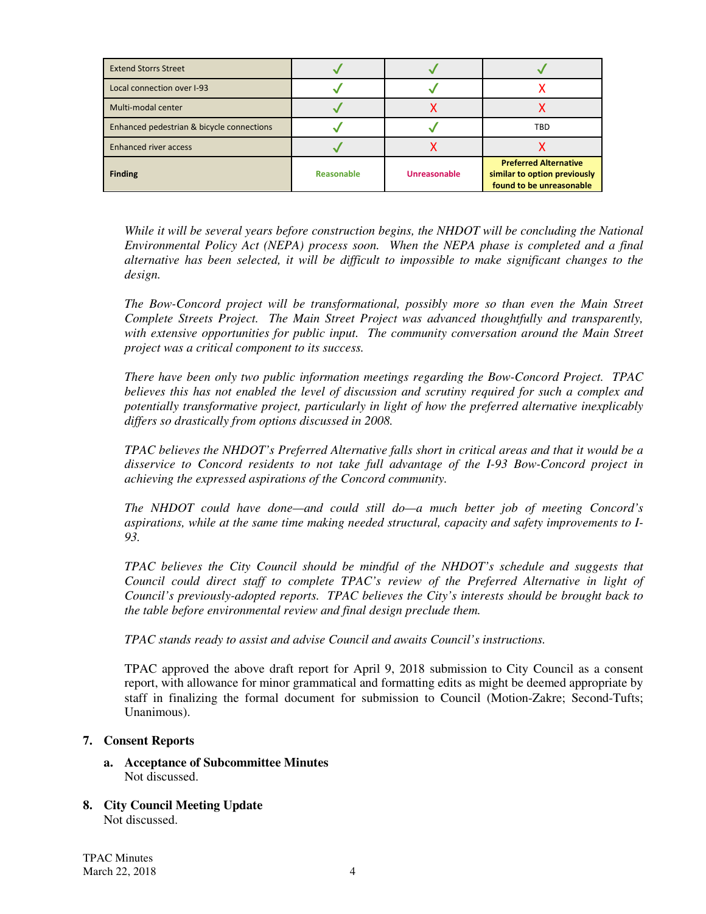| | | | |
|---|---|---|---|
| Extend Storrs Street | ✓ | ✓ | ✓ |
| Local connection over I-93 | ✓ | ✓ | X |
| Multi-modal center | ✓ | X | X |
| Enhanced pedestrian & bicycle connections | ✓ | ✓ | TBD |
| Enhanced river access | ✓ | X | X |
| **Finding** | **Reasonable** | **Unreasonable** | **Preferred Alternative similar to option previously found to be unreasonable** |

*While it will be several years before construction begins, the NHDOT will be concluding the National Environmental Policy Act (NEPA) process soon. When the NEPA phase is completed and a final alternative has been selected, it will be difficult to impossible to make significant changes to the design.*

*The Bow-Concord project will be transformational, possibly more so than even the Main Street Complete Streets Project. The Main Street Project was advanced thoughtfully and transparently, with extensive opportunities for public input. The community conversation around the Main Street project was a critical component to its success.*

*There have been only two public information meetings regarding the Bow-Concord Project. TPAC believes this has not enabled the level of discussion and scrutiny required for such a complex and potentially transformative project, particularly in light of how the preferred alternative inexplicably differs so drastically from options discussed in 2008.*

*TPAC believes the NHDOT's Preferred Alternative falls short in critical areas and that it would be a disservice to Concord residents to not take full advantage of the I-93 Bow-Concord project in achieving the expressed aspirations of the Concord community.*

*The NHDOT could have done—and could still do—a much better job of meeting Concord's aspirations, while at the same time making needed structural, capacity and safety improvements to I-93.*

*TPAC believes the City Council should be mindful of the NHDOT's schedule and suggests that Council could direct staff to complete TPAC's review of the Preferred Alternative in light of Council's previously-adopted reports. TPAC believes the City's interests should be brought back to the table before environmental review and final design preclude them.*

*TPAC stands ready to assist and advise Council and awaits Council's instructions.*

TPAC approved the above draft report for April 9, 2018 submission to City Council as a consent report, with allowance for minor grammatical and formatting edits as might be deemed appropriate by staff in finalizing the formal document for submission to Council (Motion-Zakre; Second-Tufts; Unanimous).

**7. Consent Reports**

**a. Acceptance of Subcommittee Minutes**
Not discussed.

**8. City Council Meeting Update**
Not discussed.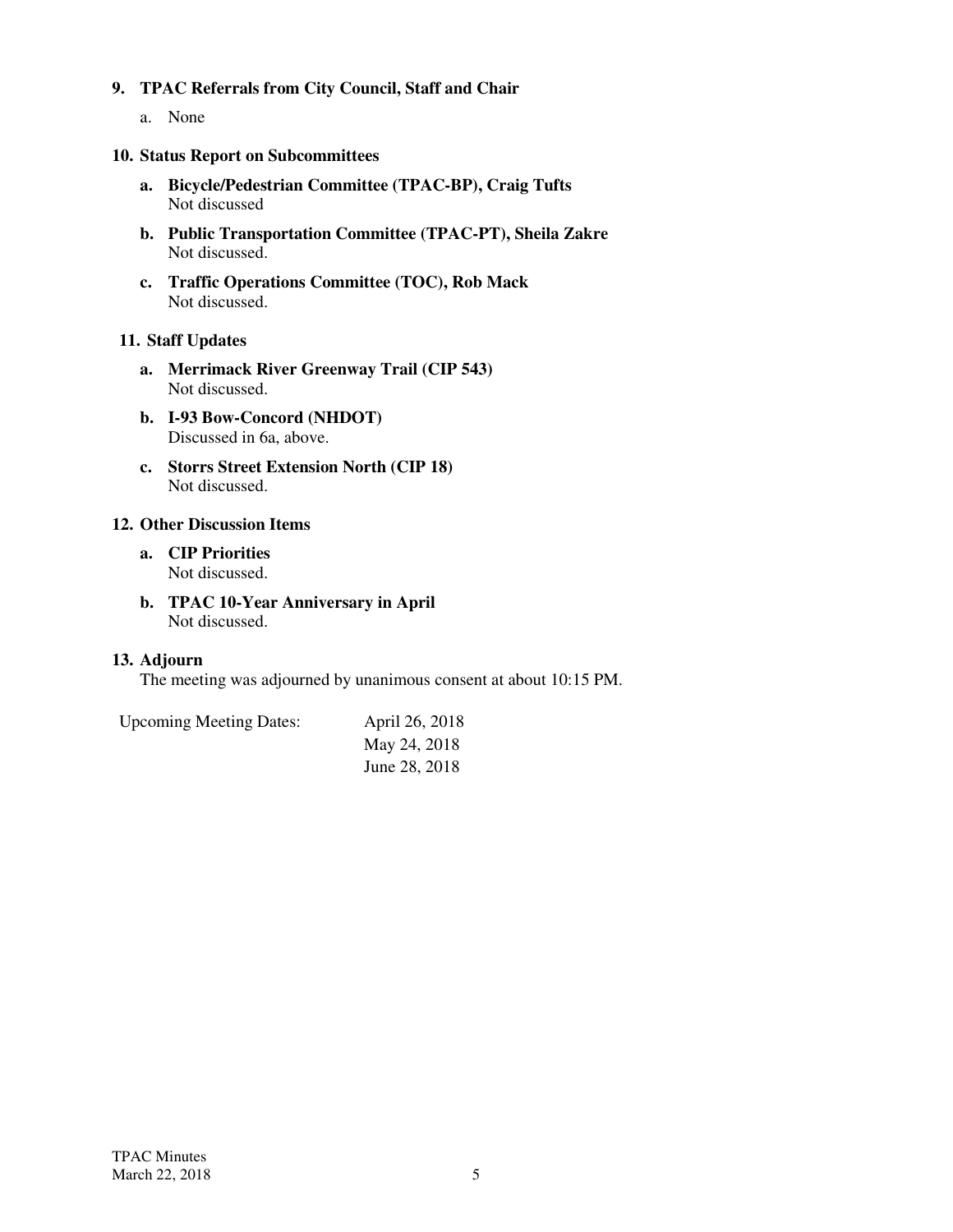**9. TPAC Referrals from City Council, Staff and Chair**

a. None

**10. Status Report on Subcommittees**

**a. Bicycle/Pedestrian Committee (TPAC-BP), Craig Tufts**
Not discussed

**b. Public Transportation Committee (TPAC-PT), Sheila Zakre**
Not discussed.

**c. Traffic Operations Committee (TOC), Rob Mack**
Not discussed.

**11. Staff Updates**

**a. Merrimack River Greenway Trail (CIP 543)**
Not discussed.

**b. I-93 Bow-Concord (NHDOT)**
Discussed in 6a, above.

**c. Storrs Street Extension North (CIP 18)**
Not discussed.

**12. Other Discussion Items**

**a. CIP Priorities**
Not discussed.

**b. TPAC 10-Year Anniversary in April**
Not discussed.

**13. Adjourn**

The meeting was adjourned by unanimous consent at about 10:15 PM.

| | |
|---|---|
| Upcoming Meeting Dates: | April 26, 2018 |
| | May 24, 2018 |
| | June 28, 2018 |